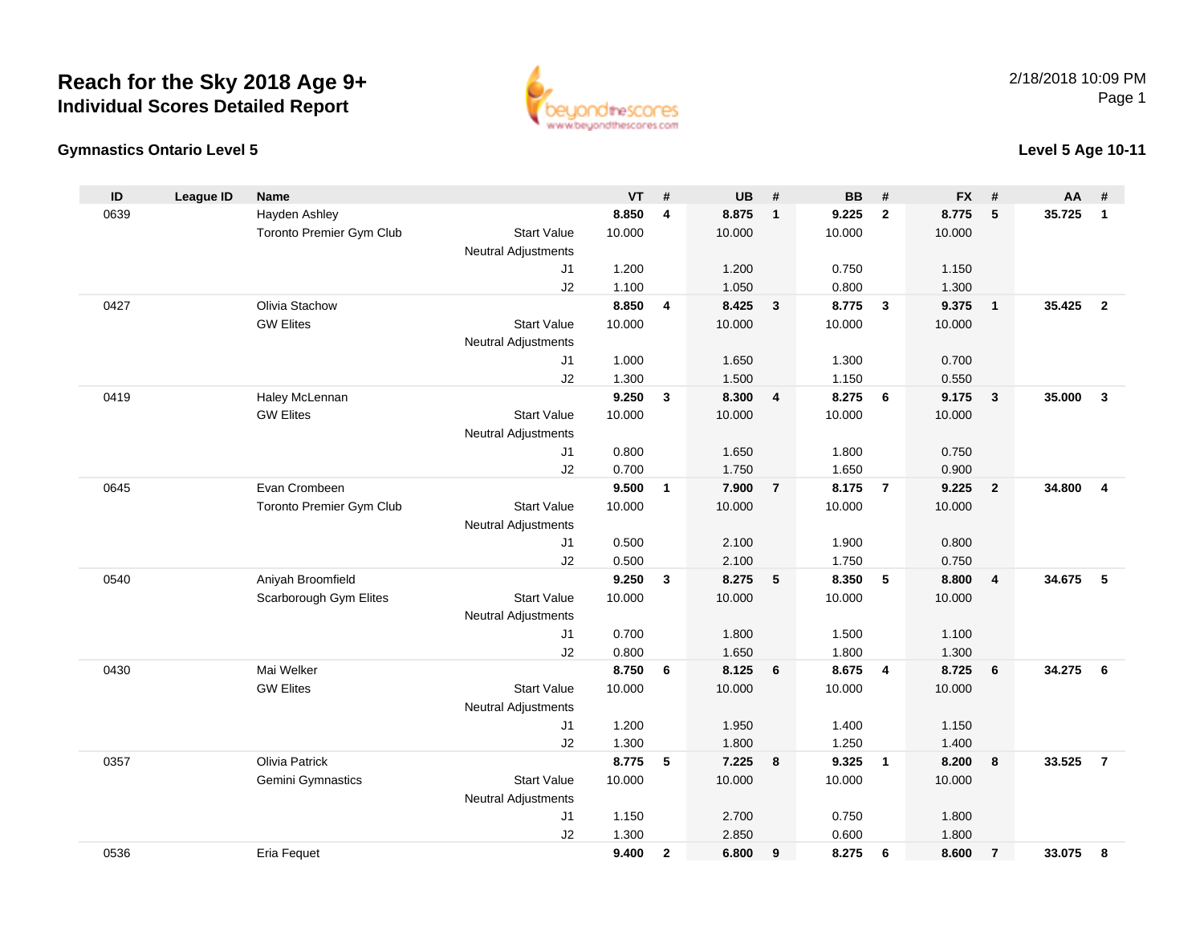# Reach for the Sky 2018 Age 9+

## Individual Scores Detailed Report

2/18/2018 10:09 PM

### Gymnastics Ontario Level 5

### Level 5 Age 10-11

| ID | League ID | Name | | VT | # | UB | # | BB | # | FX | # | AA | # |
|---|---|---|---|---|---|---|---|---|---|---|---|---|---|
| 0639 | | Hayden Ashley | | **8.850** | **4** | **8.875** | **1** | **9.225** | **2** | **8.775** | **5** | **35.725** | **1** |
| | | Toronto Premier Gym Club | Start Value | 10.000 | | 10.000 | | 10.000 | | 10.000 | | | |
| | | | Neutral Adjustments | | | | | | | | | | |
| | | | J1 | 1.200 | | 1.200 | | 0.750 | | 1.150 | | | |
| | | | J2 | 1.100 | | 1.050 | | 0.800 | | 1.300 | | | |
| 0427 | | Olivia Stachow | | **8.850** | **4** | **8.425** | **3** | **8.775** | **3** | **9.375** | **1** | **35.425** | **2** |
| | | GW Elites | Start Value | 10.000 | | 10.000 | | 10.000 | | 10.000 | | | |
| | | | Neutral Adjustments | | | | | | | | | | |
| | | | J1 | 1.000 | | 1.650 | | 1.300 | | 0.700 | | | |
| | | | J2 | 1.300 | | 1.500 | | 1.150 | | 0.550 | | | |
| 0419 | | Haley McLennan | | **9.250** | **3** | **8.300** | **4** | **8.275** | **6** | **9.175** | **3** | **35.000** | **3** |
| | | GW Elites | Start Value | 10.000 | | 10.000 | | 10.000 | | 10.000 | | | |
| | | | Neutral Adjustments | | | | | | | | | | |
| | | | J1 | 0.800 | | 1.650 | | 1.800 | | 0.750 | | | |
| | | | J2 | 0.700 | | 1.750 | | 1.650 | | 0.900 | | | |
| 0645 | | Evan Crombeen | | **9.500** | **1** | **7.900** | **7** | **8.175** | **7** | **9.225** | **2** | **34.800** | **4** |
| | | Toronto Premier Gym Club | Start Value | 10.000 | | 10.000 | | 10.000 | | 10.000 | | | |
| | | | Neutral Adjustments | | | | | | | | | | |
| | | | J1 | 0.500 | | 2.100 | | 1.900 | | 0.800 | | | |
| | | | J2 | 0.500 | | 2.100 | | 1.750 | | 0.750 | | | |
| 0540 | | Aniyah Broomfield | | **9.250** | **3** | **8.275** | **5** | **8.350** | **5** | **8.800** | **4** | **34.675** | **5** |
| | | Scarborough Gym Elites | Start Value | 10.000 | | 10.000 | | 10.000 | | 10.000 | | | |
| | | | Neutral Adjustments | | | | | | | | | | |
| | | | J1 | 0.700 | | 1.800 | | 1.500 | | 1.100 | | | |
| | | | J2 | 0.800 | | 1.650 | | 1.800 | | 1.300 | | | |
| 0430 | | Mai Welker | | **8.750** | **6** | **8.125** | **6** | **8.675** | **4** | **8.725** | **6** | **34.275** | **6** |
| | | GW Elites | Start Value | 10.000 | | 10.000 | | 10.000 | | 10.000 | | | |
| | | | Neutral Adjustments | | | | | | | | | | |
| | | | J1 | 1.200 | | 1.950 | | 1.400 | | 1.150 | | | |
| | | | J2 | 1.300 | | 1.800 | | 1.250 | | 1.400 | | | |
| 0357 | | Olivia Patrick | | **8.775** | **5** | **7.225** | **8** | **9.325** | **1** | **8.200** | **8** | **33.525** | **7** |
| | | Gemini Gymnastics | Start Value | 10.000 | | 10.000 | | 10.000 | | 10.000 | | | |
| | | | Neutral Adjustments | | | | | | | | | | |
| | | | J1 | 1.150 | | 2.700 | | 0.750 | | 1.800 | | | |
| | | | J2 | 1.300 | | 2.850 | | 0.600 | | 1.800 | | | |
| 0536 | | Eria Fequet | | **9.400** | **2** | **6.800** | **9** | **8.275** | **6** | **8.600** | **7** | **33.075** | **8** |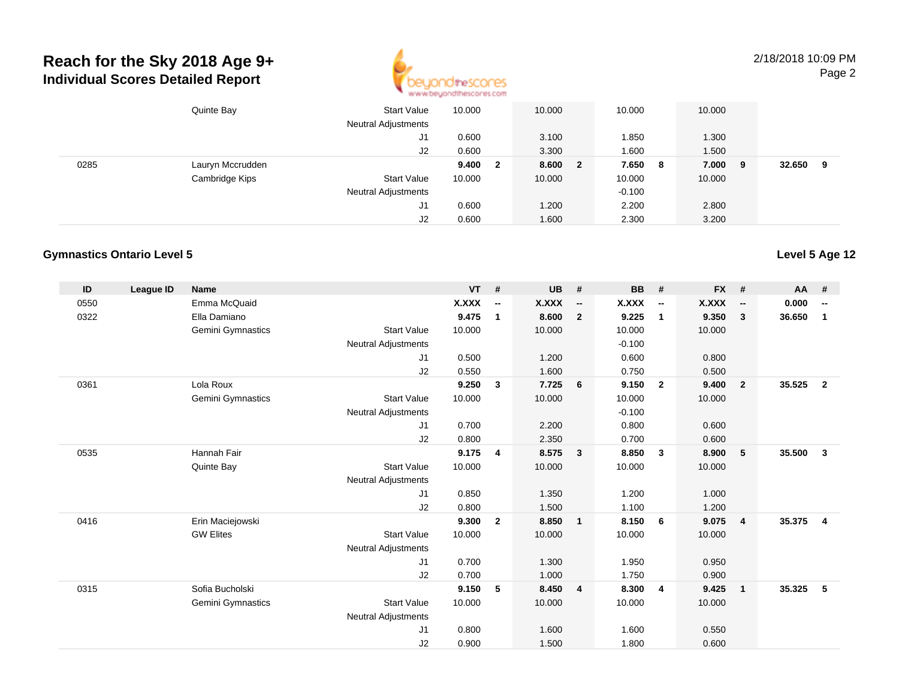# Reach for the Sky 2018 Age 9+
## Individual Scores Detailed Report

| ID | League ID | Name | | VT | # | UB | # | BB | # | FX | # | AA | # |
|---|---|---|---|---|---|---|---|---|---|---|---|---|---|
| | | Quinte Bay | Start Value | 10.000 | | 10.000 | | 10.000 | | 10.000 | | | |
| | | | Neutral Adjustments | | | | | | | | | | |
| | | | J1 | 0.600 | | 3.100 | | 1.850 | | 1.300 | | | |
| | | | J2 | 0.600 | | 3.300 | | 1.600 | | 1.500 | | | |
| 0285 | | Lauryn Mccrudden | | **9.400** | **2** | **8.600** | **2** | **7.650** | **8** | **7.000** | **9** | **32.650** | **9** |
| | | Cambridge Kips | Start Value | 10.000 | | 10.000 | | 10.000 | | 10.000 | | | |
| | | | Neutral Adjustments | | | | | -0.100 | | | | | |
| | | | J1 | 0.600 | | 1.200 | | 2.200 | | 2.800 | | | |
| | | | J2 | 0.600 | | 1.600 | | 2.300 | | 3.200 | | | |

### Gymnastics Ontario Level 5

**Level 5 Age 12**

| ID | League ID | Name | | VT | # | UB | # | BB | # | FX | # | AA | # |
|---|---|---|---|---|---|---|---|---|---|---|---|---|---|
| 0550 | | Emma McQuaid | | **X.XXX** | **--** | **X.XXX** | **--** | **X.XXX** | **--** | **X.XXX** | **--** | **0.000** | **--** |
| 0322 | | Ella Damiano | | **9.475** | **1** | **8.600** | **2** | **9.225** | **1** | **9.350** | **3** | **36.650** | **1** |
| | | Gemini Gymnastics | Start Value | 10.000 | | 10.000 | | 10.000 | | 10.000 | | | |
| | | | Neutral Adjustments | | | | | -0.100 | | | | | |
| | | | J1 | 0.500 | | 1.200 | | 0.600 | | 0.800 | | | |
| | | | J2 | 0.550 | | 1.600 | | 0.750 | | 0.500 | | | |
| 0361 | | Lola Roux | | **9.250** | **3** | **7.725** | **6** | **9.150** | **2** | **9.400** | **2** | **35.525** | **2** |
| | | Gemini Gymnastics | Start Value | 10.000 | | 10.000 | | 10.000 | | 10.000 | | | |
| | | | Neutral Adjustments | | | | | -0.100 | | | | | |
| | | | J1 | 0.700 | | 2.200 | | 0.800 | | 0.600 | | | |
| | | | J2 | 0.800 | | 2.350 | | 0.700 | | 0.600 | | | |
| 0535 | | Hannah Fair | | **9.175** | **4** | **8.575** | **3** | **8.850** | **3** | **8.900** | **5** | **35.500** | **3** |
| | | Quinte Bay | Start Value | 10.000 | | 10.000 | | 10.000 | | 10.000 | | | |
| | | | Neutral Adjustments | | | | | | | | | | |
| | | | J1 | 0.850 | | 1.350 | | 1.200 | | 1.000 | | | |
| | | | J2 | 0.800 | | 1.500 | | 1.100 | | 1.200 | | | |
| 0416 | | Erin Maciejowski | | **9.300** | **2** | **8.850** | **1** | **8.150** | **6** | **9.075** | **4** | **35.375** | **4** |
| | | GW Elites | Start Value | 10.000 | | 10.000 | | 10.000 | | 10.000 | | | |
| | | | Neutral Adjustments | | | | | | | | | | |
| | | | J1 | 0.700 | | 1.300 | | 1.950 | | 0.950 | | | |
| | | | J2 | 0.700 | | 1.000 | | 1.750 | | 0.900 | | | |
| 0315 | | Sofia Bucholski | | **9.150** | **5** | **8.450** | **4** | **8.300** | **4** | **9.425** | **1** | **35.325** | **5** |
| | | Gemini Gymnastics | Start Value | 10.000 | | 10.000 | | 10.000 | | 10.000 | | | |
| | | | Neutral Adjustments | | | | | | | | | | |
| | | | J1 | 0.800 | | 1.600 | | 1.600 | | 0.550 | | | |
| | | | J2 | 0.900 | | 1.500 | | 1.800 | | 0.600 | | | |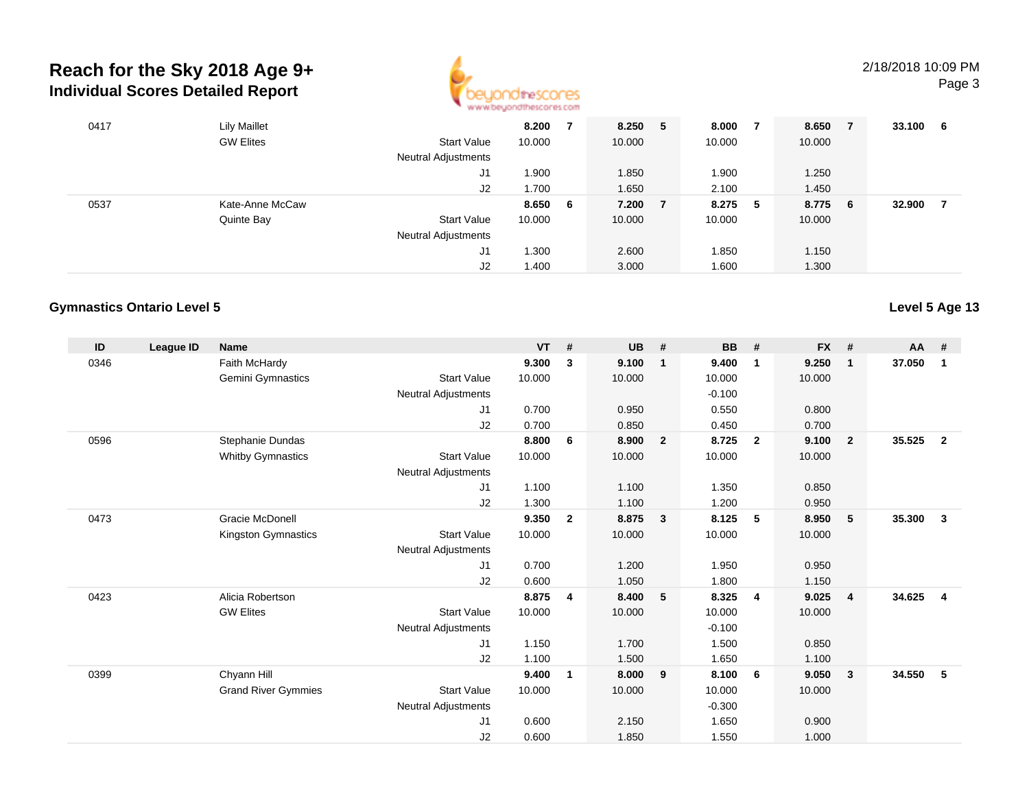| ID | League ID | Name | | VT | # | UB | # | BB | # | FX | # | AA | # |
|---|---|---|---|---|---|---|---|---|---|---|---|---|---|
| 0417 | | Lily Maillet | | 8.200 | 7 | 8.250 | 5 | 8.000 | 7 | 8.650 | 7 | 33.100 | 6 |
| | | GW Elites | Start Value | 10.000 | | 10.000 | | 10.000 | | 10.000 | | | |
| | | | Neutral Adjustments | | | | | | | | | | |
| | | | J1 | 1.900 | | 1.850 | | 1.900 | | 1.250 | | | |
| | | | J2 | 1.700 | | 1.650 | | 2.100 | | 1.450 | | | |
| 0537 | | Kate-Anne McCaw | | 8.650 | 6 | 7.200 | 7 | 8.275 | 5 | 8.775 | 6 | 32.900 | 7 |
| | | Quinte Bay | Start Value | 10.000 | | 10.000 | | 10.000 | | 10.000 | | | |
| | | | Neutral Adjustments | | | | | | | | | | |
| | | | J1 | 1.300 | | 2.600 | | 1.850 | | 1.150 | | | |
| | | | J2 | 1.400 | | 3.000 | | 1.600 | | 1.300 | | | |

## Gymnastics Ontario Level 5

**Level 5 Age 13**

| ID | League ID | Name | | VT | # | UB | # | BB | # | FX | # | AA | # |
|---|---|---|---|---|---|---|---|---|---|---|---|---|---|
| 0346 | | Faith McHardy | | 9.300 | 3 | 9.100 | 1 | 9.400 | 1 | 9.250 | 1 | 37.050 | 1 |
| | | Gemini Gymnastics | Start Value | 10.000 | | 10.000 | | 10.000 | | 10.000 | | | |
| | | | Neutral Adjustments | | | | | -0.100 | | | | | |
| | | | J1 | 0.700 | | 0.950 | | 0.550 | | 0.800 | | | |
| | | | J2 | 0.700 | | 0.850 | | 0.450 | | 0.700 | | | |
| 0596 | | Stephanie Dundas | | 8.800 | 6 | 8.900 | 2 | 8.725 | 2 | 9.100 | 2 | 35.525 | 2 |
| | | Whitby Gymnastics | Start Value | 10.000 | | 10.000 | | 10.000 | | 10.000 | | | |
| | | | Neutral Adjustments | | | | | | | | | | |
| | | | J1 | 1.100 | | 1.100 | | 1.350 | | 0.850 | | | |
| | | | J2 | 1.300 | | 1.100 | | 1.200 | | 0.950 | | | |
| 0473 | | Gracie McDonell | | 9.350 | 2 | 8.875 | 3 | 8.125 | 5 | 8.950 | 5 | 35.300 | 3 |
| | | Kingston Gymnastics | Start Value | 10.000 | | 10.000 | | 10.000 | | 10.000 | | | |
| | | | Neutral Adjustments | | | | | | | | | | |
| | | | J1 | 0.700 | | 1.200 | | 1.950 | | 0.950 | | | |
| | | | J2 | 0.600 | | 1.050 | | 1.800 | | 1.150 | | | |
| 0423 | | Alicia Robertson | | 8.875 | 4 | 8.400 | 5 | 8.325 | 4 | 9.025 | 4 | 34.625 | 4 |
| | | GW Elites | Start Value | 10.000 | | 10.000 | | 10.000 | | 10.000 | | | |
| | | | Neutral Adjustments | | | | | -0.100 | | | | | |
| | | | J1 | 1.150 | | 1.700 | | 1.500 | | 0.850 | | | |
| | | | J2 | 1.100 | | 1.500 | | 1.650 | | 1.100 | | | |
| 0399 | | Chyann Hill | | 9.400 | 1 | 8.000 | 9 | 8.100 | 6 | 9.050 | 3 | 34.550 | 5 |
| | | Grand River Gymmies | Start Value | 10.000 | | 10.000 | | 10.000 | | 10.000 | | | |
| | | | Neutral Adjustments | | | | | -0.300 | | | | | |
| | | | J1 | 0.600 | | 2.150 | | 1.650 | | 0.900 | | | |
| | | | J2 | 0.600 | | 1.850 | | 1.550 | | 1.000 | | | |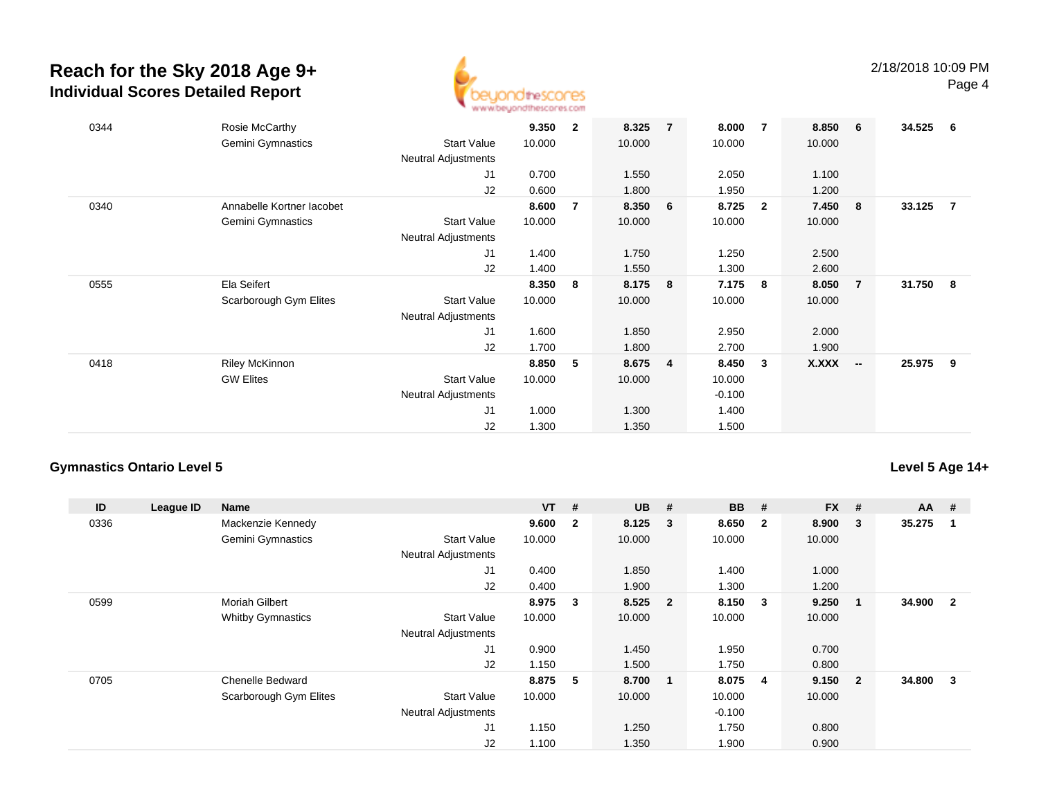# Reach for the Sky 2018 Age 9+

## Individual Scores Detailed Report

| ID | League ID | Name | | VT | # | UB | # | BB | # | FX | # | AA | # |
|---|---|---|---|---|---|---|---|---|---|---|---|---|---|
| 0344 | | Rosie McCarthy | | 9.350 | 2 | 8.325 | 7 | 8.000 | 7 | 8.850 | 6 | 34.525 | 6 |
| | | Gemini Gymnastics | Start Value | 10.000 | | 10.000 | | 10.000 | | 10.000 | | | |
| | | | Neutral Adjustments | | | | | | | | | | |
| | | | J1 | 0.700 | | 1.550 | | 2.050 | | 1.100 | | | |
| | | | J2 | 0.600 | | 1.800 | | 1.950 | | 1.200 | | | |
| 0340 | | Annabelle Kortner Iacobet | | 8.600 | 7 | 8.350 | 6 | 8.725 | 2 | 7.450 | 8 | 33.125 | 7 |
| | | Gemini Gymnastics | Start Value | 10.000 | | 10.000 | | 10.000 | | 10.000 | | | |
| | | | Neutral Adjustments | | | | | | | | | | |
| | | | J1 | 1.400 | | 1.750 | | 1.250 | | 2.500 | | | |
| | | | J2 | 1.400 | | 1.550 | | 1.300 | | 2.600 | | | |
| 0555 | | Ela Seifert | | 8.350 | 8 | 8.175 | 8 | 7.175 | 8 | 8.050 | 7 | 31.750 | 8 |
| | | Scarborough Gym Elites | Start Value | 10.000 | | 10.000 | | 10.000 | | 10.000 | | | |
| | | | Neutral Adjustments | | | | | | | | | | |
| | | | J1 | 1.600 | | 1.850 | | 2.950 | | 2.000 | | | |
| | | | J2 | 1.700 | | 1.800 | | 2.700 | | 1.900 | | | |
| 0418 | | Riley McKinnon | | 8.850 | 5 | 8.675 | 4 | 8.450 | 3 | X.XXX | -- | 25.975 | 9 |
| | | GW Elites | Start Value | 10.000 | | 10.000 | | 10.000 | | | | | |
| | | | Neutral Adjustments | | | | | -0.100 | | | | | |
| | | | J1 | 1.000 | | 1.300 | | 1.400 | | | | | |
| | | | J2 | 1.300 | | 1.350 | | 1.500 | | | | | |

### Gymnastics Ontario Level 5

**Level 5 Age 14+**

| ID | League ID | Name | | VT | # | UB | # | BB | # | FX | # | AA | # |
|---|---|---|---|---|---|---|---|---|---|---|---|---|---|
| 0336 | | Mackenzie Kennedy | | 9.600 | 2 | 8.125 | 3 | 8.650 | 2 | 8.900 | 3 | 35.275 | 1 |
| | | Gemini Gymnastics | Start Value | 10.000 | | 10.000 | | 10.000 | | 10.000 | | | |
| | | | Neutral Adjustments | | | | | | | | | | |
| | | | J1 | 0.400 | | 1.850 | | 1.400 | | 1.000 | | | |
| | | | J2 | 0.400 | | 1.900 | | 1.300 | | 1.200 | | | |
| 0599 | | Moriah Gilbert | | 8.975 | 3 | 8.525 | 2 | 8.150 | 3 | 9.250 | 1 | 34.900 | 2 |
| | | Whitby Gymnastics | Start Value | 10.000 | | 10.000 | | 10.000 | | 10.000 | | | |
| | | | Neutral Adjustments | | | | | | | | | | |
| | | | J1 | 0.900 | | 1.450 | | 1.950 | | 0.700 | | | |
| | | | J2 | 1.150 | | 1.500 | | 1.750 | | 0.800 | | | |
| 0705 | | Chenelle Bedward | | 8.875 | 5 | 8.700 | 1 | 8.075 | 4 | 9.150 | 2 | 34.800 | 3 |
| | | Scarborough Gym Elites | Start Value | 10.000 | | 10.000 | | 10.000 | | 10.000 | | | |
| | | | Neutral Adjustments | | | | | -0.100 | | | | | |
| | | | J1 | 1.150 | | 1.250 | | 1.750 | | 0.800 | | | |
| | | | J2 | 1.100 | | 1.350 | | 1.900 | | 0.900 | | | |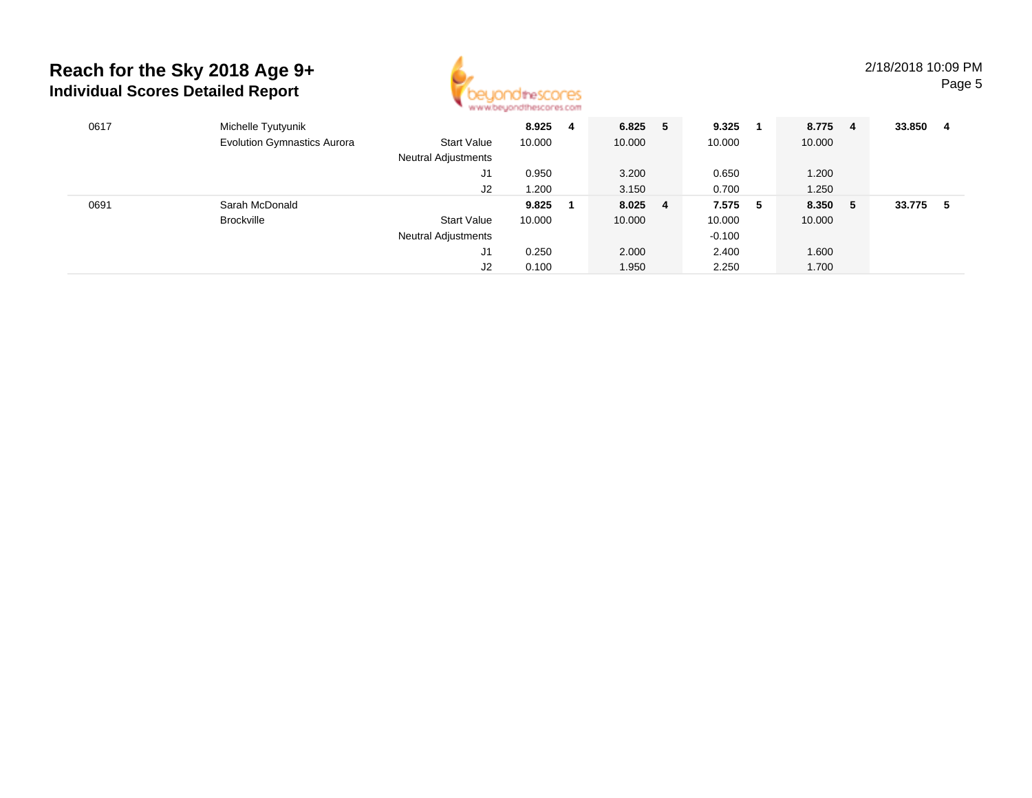# Reach for the Sky 2018 Age 9+
## Individual Scores Detailed Report

2/18/2018 10:09 PM

| | | | | | | | | | | | | |
|---|---|---|---|---|---|---|---|---|---|---|---|---|
| 0617 | Michelle Tyutyunik | | **8.925** | **4** | **6.825** | **5** | **9.325** | **1** | **8.775** | **4** | **33.850** | **4** |
| | Evolution Gymnastics Aurora | Start Value | 10.000 | | 10.000 | | 10.000 | | 10.000 | | | |
| | | Neutral Adjustments | | | | | | | | | | |
| | | J1 | 0.950 | | 3.200 | | 0.650 | | 1.200 | | | |
| | | J2 | 1.200 | | 3.150 | | 0.700 | | 1.250 | | | |
| 0691 | Sarah McDonald | | **9.825** | **1** | **8.025** | **4** | **7.575** | **5** | **8.350** | **5** | **33.775** | **5** |
| | Brockville | Start Value | 10.000 | | 10.000 | | 10.000 | | 10.000 | | | |
| | | Neutral Adjustments | | | | | -0.100 | | | | | |
| | | J1 | 0.250 | | 2.000 | | 2.400 | | 1.600 | | | |
| | | J2 | 0.100 | | 1.950 | | 2.250 | | 1.700 | | | |